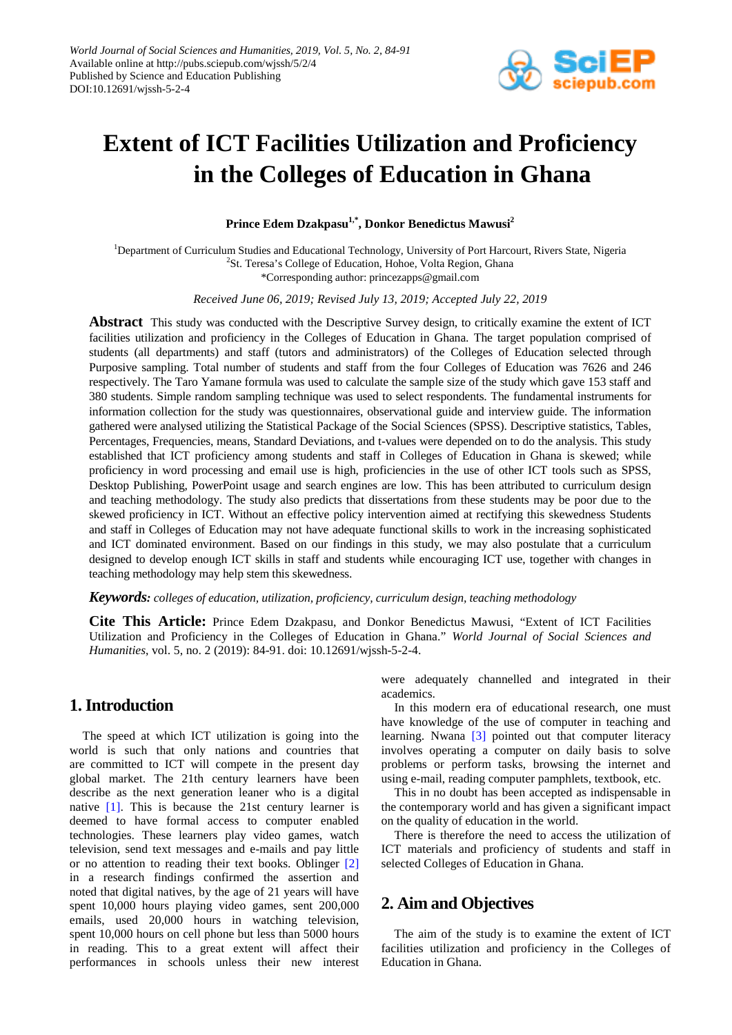# Extent of ICT Facilities Utilization and Proficiency in the Colleges of Education in Ghana

**Prince Edem Dzakpasu[1,*], Donkor Benedictus Mawusi[2]**

[1]Department of Curriculum Studies and Educational Technology, University of Port Harcourt, Rivers State, Nigeria
[2]St. Teresa's College of Education, Hohoe, Volta Region, Ghana
*Corresponding author: princezapps@gmail.com

*Received June 06, 2019; Revised July 13, 2019; Accepted July 22, 2019*

**Abstract** This study was conducted with the Descriptive Survey design, to critically examine the extent of ICT facilities utilization and proficiency in the Colleges of Education in Ghana. The target population comprised of students (all departments) and staff (tutors and administrators) of the Colleges of Education selected through Purposive sampling. Total number of students and staff from the four Colleges of Education was 7626 and 246 respectively. The Taro Yamane formula was used to calculate the sample size of the study which gave 153 staff and 380 students. Simple random sampling technique was used to select respondents. The fundamental instruments for information collection for the study was questionnaires, observational guide and interview guide. The information gathered were analysed utilizing the Statistical Package of the Social Sciences (SPSS). Descriptive statistics, Tables, Percentages, Frequencies, means, Standard Deviations, and t-values were depended on to do the analysis. This study established that ICT proficiency among students and staff in Colleges of Education in Ghana is skewed; while proficiency in word processing and email use is high, proficiencies in the use of other ICT tools such as SPSS, Desktop Publishing, PowerPoint usage and search engines are low. This has been attributed to curriculum design and teaching methodology. The study also predicts that dissertations from these students may be poor due to the skewed proficiency in ICT. Without an effective policy intervention aimed at rectifying this skewedness Students and staff in Colleges of Education may not have adequate functional skills to work in the increasing sophisticated and ICT dominated environment. Based on our findings in this study, we may also postulate that a curriculum designed to develop enough ICT skills in staff and students while encouraging ICT use, together with changes in teaching methodology may help stem this skewedness.

***Keywords:*** *colleges of education, utilization, proficiency, curriculum design, teaching methodology*

**Cite This Article:** Prince Edem Dzakpasu, and Donkor Benedictus Mawusi, "Extent of ICT Facilities Utilization and Proficiency in the Colleges of Education in Ghana." *World Journal of Social Sciences and Humanities*, vol. 5, no. 2 (2019): 84-91. doi: 10.12691/wjssh-5-2-4.

## 1. Introduction

The speed at which ICT utilization is going into the world is such that only nations and countries that are committed to ICT will compete in the present day global market. The 21th century learners have been describe as the next generation leaner who is a digital native [1]. This is because the 21st century learner is deemed to have formal access to computer enabled technologies. These learners play video games, watch television, send text messages and e-mails and pay little or no attention to reading their text books. Oblinger [2] in a research findings confirmed the assertion and noted that digital natives, by the age of 21 years will have spent 10,000 hours playing video games, sent 200,000 emails, used 20,000 hours in watching television, spent 10,000 hours on cell phone but less than 5000 hours in reading. This to a great extent will affect their performances in schools unless their new interest were adequately channelled and integrated in their academics.

In this modern era of educational research, one must have knowledge of the use of computer in teaching and learning. Nwana [3] pointed out that computer literacy involves operating a computer on daily basis to solve problems or perform tasks, browsing the internet and using e-mail, reading computer pamphlets, textbook, etc.

This in no doubt has been accepted as indispensable in the contemporary world and has given a significant impact on the quality of education in the world.

There is therefore the need to access the utilization of ICT materials and proficiency of students and staff in selected Colleges of Education in Ghana.

## 2. Aim and Objectives

The aim of the study is to examine the extent of ICT facilities utilization and proficiency in the Colleges of Education in Ghana.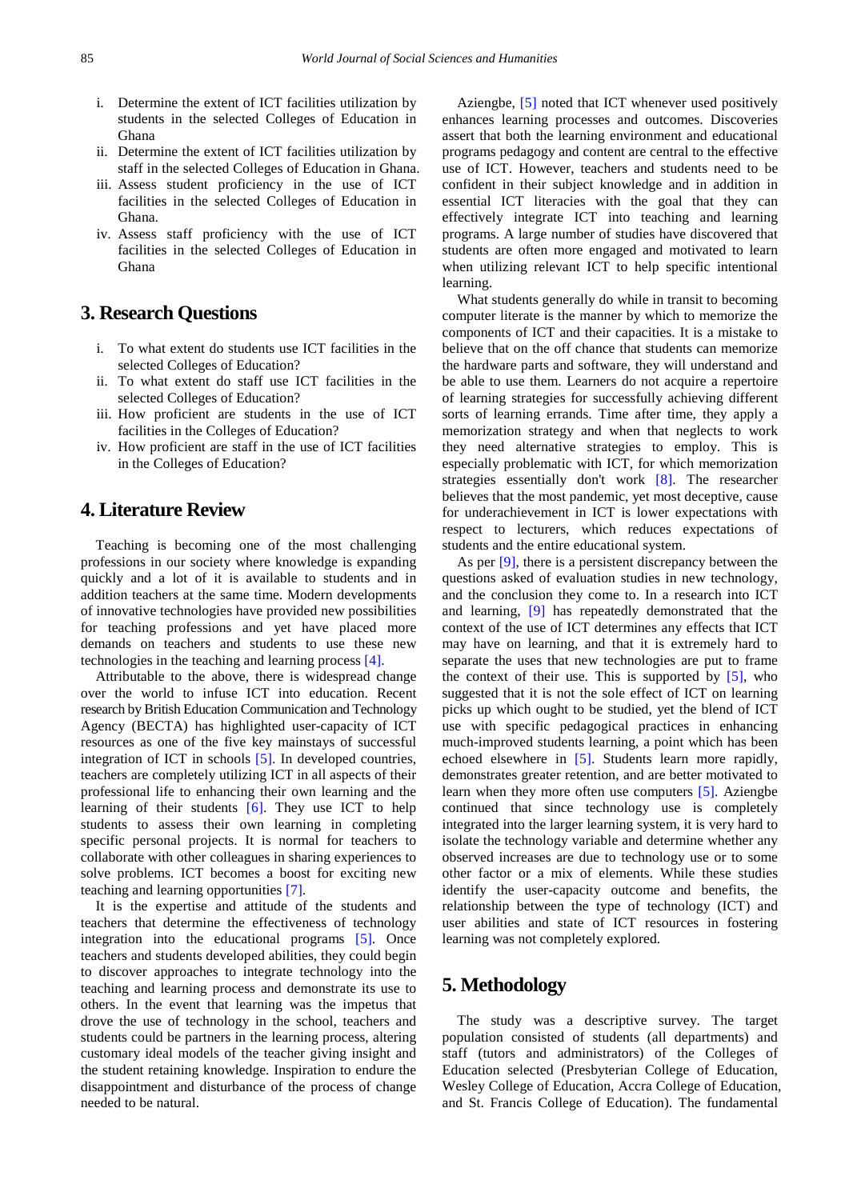i. Determine the extent of ICT facilities utilization by students in the selected Colleges of Education in Ghana
ii. Determine the extent of ICT facilities utilization by staff in the selected Colleges of Education in Ghana.
iii. Assess student proficiency in the use of ICT facilities in the selected Colleges of Education in Ghana.
iv. Assess staff proficiency with the use of ICT facilities in the selected Colleges of Education in Ghana

## 3. Research Questions

i. To what extent do students use ICT facilities in the selected Colleges of Education?
ii. To what extent do staff use ICT facilities in the selected Colleges of Education?
iii. How proficient are students in the use of ICT facilities in the Colleges of Education?
iv. How proficient are staff in the use of ICT facilities in the Colleges of Education?

## 4. Literature Review

Teaching is becoming one of the most challenging professions in our society where knowledge is expanding quickly and a lot of it is available to students and in addition teachers at the same time. Modern developments of innovative technologies have provided new possibilities for teaching professions and yet have placed more demands on teachers and students to use these new technologies in the teaching and learning process [4].

Attributable to the above, there is widespread change over the world to infuse ICT into education. Recent research by British Education Communication and Technology Agency (BECTA) has highlighted user-capacity of ICT resources as one of the five key mainstays of successful integration of ICT in schools [5]. In developed countries, teachers are completely utilizing ICT in all aspects of their professional life to enhancing their own learning and the learning of their students [6]. They use ICT to help students to assess their own learning in completing specific personal projects. It is normal for teachers to collaborate with other colleagues in sharing experiences to solve problems. ICT becomes a boost for exciting new teaching and learning opportunities [7].

It is the expertise and attitude of the students and teachers that determine the effectiveness of technology integration into the educational programs [5]. Once teachers and students developed abilities, they could begin to discover approaches to integrate technology into the teaching and learning process and demonstrate its use to others. In the event that learning was the impetus that drove the use of technology in the school, teachers and students could be partners in the learning process, altering customary ideal models of the teacher giving insight and the student retaining knowledge. Inspiration to endure the disappointment and disturbance of the process of change needed to be natural.

Aziengbe, [5] noted that ICT whenever used positively enhances learning processes and outcomes. Discoveries assert that both the learning environment and educational programs pedagogy and content are central to the effective use of ICT. However, teachers and students need to be confident in their subject knowledge and in addition in essential ICT literacies with the goal that they can effectively integrate ICT into teaching and learning programs. A large number of studies have discovered that students are often more engaged and motivated to learn when utilizing relevant ICT to help specific intentional learning.

What students generally do while in transit to becoming computer literate is the manner by which to memorize the components of ICT and their capacities. It is a mistake to believe that on the off chance that students can memorize the hardware parts and software, they will understand and be able to use them. Learners do not acquire a repertoire of learning strategies for successfully achieving different sorts of learning errands. Time after time, they apply a memorization strategy and when that neglects to work they need alternative strategies to employ. This is especially problematic with ICT, for which memorization strategies essentially don't work [8]. The researcher believes that the most pandemic, yet most deceptive, cause for underachievement in ICT is lower expectations with respect to lecturers, which reduces expectations of students and the entire educational system.

As per [9], there is a persistent discrepancy between the questions asked of evaluation studies in new technology, and the conclusion they come to. In a research into ICT and learning, [9] has repeatedly demonstrated that the context of the use of ICT determines any effects that ICT may have on learning, and that it is extremely hard to separate the uses that new technologies are put to frame the context of their use. This is supported by [5], who suggested that it is not the sole effect of ICT on learning picks up which ought to be studied, yet the blend of ICT use with specific pedagogical practices in enhancing much-improved students learning, a point which has been echoed elsewhere in [5]. Students learn more rapidly, demonstrates greater retention, and are better motivated to learn when they more often use computers [5]. Aziengbe continued that since technology use is completely integrated into the larger learning system, it is very hard to isolate the technology variable and determine whether any observed increases are due to technology use or to some other factor or a mix of elements. While these studies identify the user-capacity outcome and benefits, the relationship between the type of technology (ICT) and user abilities and state of ICT resources in fostering learning was not completely explored.

## 5. Methodology

The study was a descriptive survey. The target population consisted of students (all departments) and staff (tutors and administrators) of the Colleges of Education selected (Presbyterian College of Education, Wesley College of Education, Accra College of Education, and St. Francis College of Education). The fundamental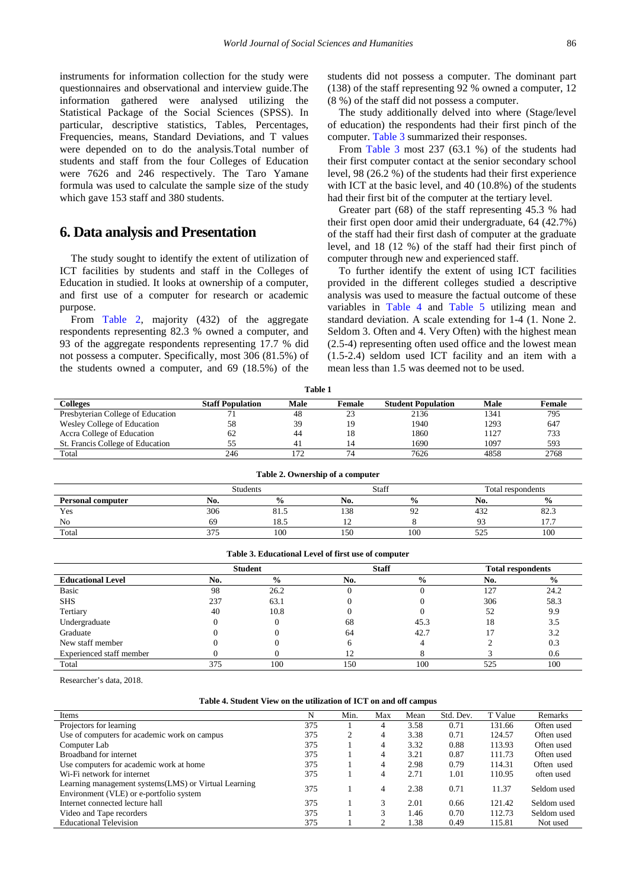instruments for information collection for the study were questionnaires and observational and interview guide.The information gathered were analysed utilizing the Statistical Package of the Social Sciences (SPSS). In particular, descriptive statistics, Tables, Percentages, Frequencies, means, Standard Deviations, and T values were depended on to do the analysis.Total number of students and staff from the four Colleges of Education were 7626 and 246 respectively. The Taro Yamane formula was used to calculate the sample size of the study which gave 153 staff and 380 students.

## 6. Data analysis and Presentation

The study sought to identify the extent of utilization of ICT facilities by students and staff in the Colleges of Education in studied. It looks at ownership of a computer, and first use of a computer for research or academic purpose.

From Table 2, majority (432) of the aggregate respondents representing 82.3 % owned a computer, and 93 of the aggregate respondents representing 17.7 % did not possess a computer. Specifically, most 306 (81.5%) of the students owned a computer, and 69 (18.5%) of the students did not possess a computer. The dominant part (138) of the staff representing 92 % owned a computer, 12 (8 %) of the staff did not possess a computer.

The study additionally delved into where (Stage/level of education) the respondents had their first pinch of the computer. Table 3 summarized their responses.

From Table 3 most 237 (63.1 %) of the students had their first computer contact at the senior secondary school level, 98 (26.2 %) of the students had their first experience with ICT at the basic level, and 40 (10.8%) of the students had their first bit of the computer at the tertiary level.

Greater part (68) of the staff representing 45.3 % had their first open door amid their undergraduate, 64 (42.7%) of the staff had their first dash of computer at the graduate level, and 18 (12 %) of the staff had their first pinch of computer through new and experienced staff.

To further identify the extent of using ICT facilities provided in the different colleges studied a descriptive analysis was used to measure the factual outcome of these variables in Table 4 and Table 5 utilizing mean and standard deviation. A scale extending for 1-4 (1. None 2. Seldom 3. Often and 4. Very Often) with the highest mean (2.5-4) representing often used office and the lowest mean (1.5-2.4) seldom used ICT facility and an item with a mean less than 1.5 was deemed not to be used.

**Table 1**

| Colleges | Staff Population | Male | Female | Student Population | Male | Female |
|---|---|---|---|---|---|---|
| Presbyterian College of Education | 71 | 48 | 23 | 2136 | 1341 | 795 |
| Wesley College of Education | 58 | 39 | 19 | 1940 | 1293 | 647 |
| Accra College of Education | 62 | 44 | 18 | 1860 | 1127 | 733 |
| St. Francis College of Education | 55 | 41 | 14 | 1690 | 1097 | 593 |
| Total | 246 | 172 | 74 | 7626 | 4858 | 2768 |

**Table 2. Ownership of a computer**

| | Students | | Staff | | Total respondents | |
|---|---|---|---|---|---|---|
| **Personal computer** | **No.** | **%** | **No.** | **%** | **No.** | **%** |
| Yes | 306 | 81.5 | 138 | 92 | 432 | 82.3 |
| No | 69 | 18.5 | 12 | 8 | 93 | 17.7 |
| Total | 375 | 100 | 150 | 100 | 525 | 100 |

**Table 3. Educational Level of first use of computer**

| | Student | | Staff | | Total respondents | |
|---|---|---|---|---|---|---|
| **Educational Level** | **No.** | **%** | **No.** | **%** | **No.** | **%** |
| Basic | 98 | 26.2 | 0 | 0 | 127 | 24.2 |
| SHS | 237 | 63.1 | 0 | 0 | 306 | 58.3 |
| Tertiary | 40 | 10.8 | 0 | 0 | 52 | 9.9 |
| Undergraduate | 0 | 0 | 68 | 45.3 | 18 | 3.5 |
| Graduate | 0 | 0 | 64 | 42.7 | 17 | 3.2 |
| New staff member | 0 | 0 | 6 | 4 | 2 | 0.3 |
| Experienced staff member | 0 | 0 | 12 | 8 | 3 | 0.6 |
| Total | 375 | 100 | 150 | 100 | 525 | 100 |

Researcher's data, 2018.

**Table 4. Student View on the utilization of ICT on and off campus**

| Items | N | Min. | Max | Mean | Std. Dev. | T Value | Remarks |
|---|---|---|---|---|---|---|---|
| Projectors for learning | 375 | 1 | 4 | 3.58 | 0.71 | 131.66 | Often used |
| Use of computers for academic work on campus | 375 | 2 | 4 | 3.38 | 0.71 | 124.57 | Often used |
| Computer Lab | 375 | 1 | 4 | 3.32 | 0.88 | 113.93 | Often used |
| Broadband for internet | 375 | 1 | 4 | 3.21 | 0.87 | 111.73 | Often used |
| Use computers for academic work at home | 375 | 1 | 4 | 2.98 | 0.79 | 114.31 | Often used |
| Wi-Fi network for internet | 375 | 1 | 4 | 2.71 | 1.01 | 110.95 | often used |
| Learning management systems(LMS) or Virtual Learning Environment (VLE) or e-portfolio system | 375 | 1 | 4 | 2.38 | 0.71 | 11.37 | Seldom used |
| Internet connected lecture hall | 375 | 1 | 3 | 2.01 | 0.66 | 121.42 | Seldom used |
| Video and Tape recorders | 375 | 1 | 3 | 1.46 | 0.70 | 112.73 | Seldom used |
| Educational Television | 375 | 1 | 2 | 1.38 | 0.49 | 115.81 | Not used |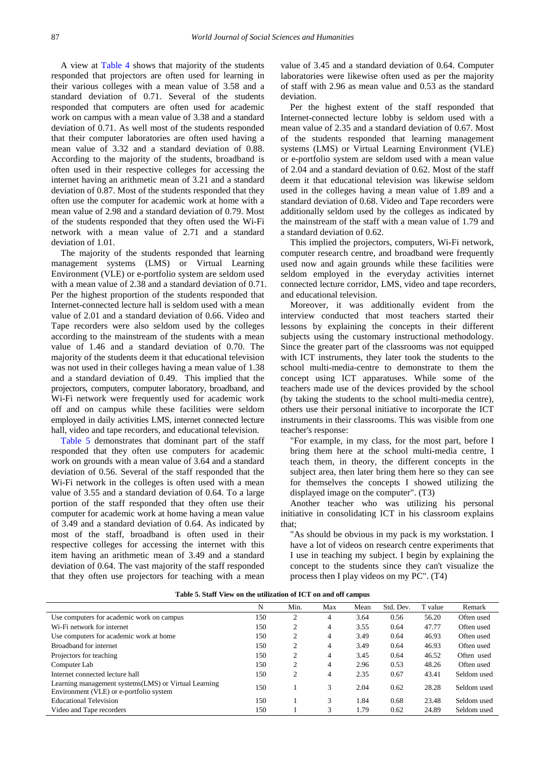A view at Table 4 shows that majority of the students responded that projectors are often used for learning in their various colleges with a mean value of 3.58 and a standard deviation of 0.71. Several of the students responded that computers are often used for academic work on campus with a mean value of 3.38 and a standard deviation of 0.71. As well most of the students responded that their computer laboratories are often used having a mean value of 3.32 and a standard deviation of 0.88. According to the majority of the students, broadband is often used in their respective colleges for accessing the internet having an arithmetic mean of 3.21 and a standard deviation of 0.87. Most of the students responded that they often use the computer for academic work at home with a mean value of 2.98 and a standard deviation of 0.79. Most of the students responded that they often used the Wi-Fi network with a mean value of 2.71 and a standard deviation of 1.01.

The majority of the students responded that learning management systems (LMS) or Virtual Learning Environment (VLE) or e-portfolio system are seldom used with a mean value of 2.38 and a standard deviation of 0.71. Per the highest proportion of the students responded that Internet-connected lecture hall is seldom used with a mean value of 2.01 and a standard deviation of 0.66. Video and Tape recorders were also seldom used by the colleges according to the mainstream of the students with a mean value of 1.46 and a standard deviation of 0.70. The majority of the students deem it that educational television was not used in their colleges having a mean value of 1.38 and a standard deviation of 0.49. This implied that the projectors, computers, computer laboratory, broadband, and Wi-Fi network were frequently used for academic work off and on campus while these facilities were seldom employed in daily activities LMS, internet connected lecture hall, video and tape recorders, and educational television.

Table 5 demonstrates that dominant part of the staff responded that they often use computers for academic work on grounds with a mean value of 3.64 and a standard deviation of 0.56. Several of the staff responded that the Wi-Fi network in the colleges is often used with a mean value of 3.55 and a standard deviation of 0.64. To a large portion of the staff responded that they often use their computer for academic work at home having a mean value of 3.49 and a standard deviation of 0.64. As indicated by most of the staff, broadband is often used in their respective colleges for accessing the internet with this item having an arithmetic mean of 3.49 and a standard deviation of 0.64. The vast majority of the staff responded that they often use projectors for teaching with a mean value of 3.45 and a standard deviation of 0.64. Computer laboratories were likewise often used as per the majority of staff with 2.96 as mean value and 0.53 as the standard deviation.

Per the highest extent of the staff responded that Internet-connected lecture lobby is seldom used with a mean value of 2.35 and a standard deviation of 0.67. Most of the students responded that learning management systems (LMS) or Virtual Learning Environment (VLE) or e-portfolio system are seldom used with a mean value of 2.04 and a standard deviation of 0.62. Most of the staff deem it that educational television was likewise seldom used in the colleges having a mean value of 1.89 and a standard deviation of 0.68. Video and Tape recorders were additionally seldom used by the colleges as indicated by the mainstream of the staff with a mean value of 1.79 and a standard deviation of 0.62.

This implied the projectors, computers, Wi-Fi network, computer research centre, and broadband were frequently used now and again grounds while these facilities were seldom employed in the everyday activities internet connected lecture corridor, LMS, video and tape recorders, and educational television.

Moreover, it was additionally evident from the interview conducted that most teachers started their lessons by explaining the concepts in their different subjects using the customary instructional methodology. Since the greater part of the classrooms was not equipped with ICT instruments, they later took the students to the school multi-media-centre to demonstrate to them the concept using ICT apparatuses. While some of the teachers made use of the devices provided by the school (by taking the students to the school multi-media centre), others use their personal initiative to incorporate the ICT instruments in their classrooms. This was visible from one teacher's response:

"For example, in my class, for the most part, before I bring them here at the school multi-media centre, I teach them, in theory, the different concepts in the subject area, then later bring them here so they can see for themselves the concepts I showed utilizing the displayed image on the computer". (T3)

Another teacher who was utilizing his personal initiative in consolidating ICT in his classroom explains that;

"As should be obvious in my pack is my workstation. I have a lot of videos on research centre experiments that I use in teaching my subject. I begin by explaining the concept to the students since they can't visualize the process then I play videos on my PC". (T4)

**Table 5. Staff View on the utilization of ICT on and off campus**

| | N | Min. | Max | Mean | Std. Dev. | T value | Remark |
|---|---|---|---|---|---|---|---|
| Use computers for academic work on campus | 150 | 2 | 4 | 3.64 | 0.56 | 56.20 | Often used |
| Wi-Fi network for internet | 150 | 2 | 4 | 3.55 | 0.64 | 47.77 | Often used |
| Use computers for academic work at home | 150 | 2 | 4 | 3.49 | 0.64 | 46.93 | Often used |
| Broadband for internet | 150 | 2 | 4 | 3.49 | 0.64 | 46.93 | Often used |
| Projectors for teaching | 150 | 2 | 4 | 3.45 | 0.64 | 46.52 | Often used |
| Computer Lab | 150 | 2 | 4 | 2.96 | 0.53 | 48.26 | Often used |
| Internet connected lecture hall | 150 | 2 | 4 | 2.35 | 0.67 | 43.41 | Seldom used |
| Learning management systems(LMS) or Virtual Learning Environment (VLE) or e-portfolio system | 150 | 1 | 3 | 2.04 | 0.62 | 28.28 | Seldom used |
| Educational Television | 150 | 1 | 3 | 1.84 | 0.68 | 23.48 | Seldom used |
| Video and Tape recorders | 150 | 1 | 3 | 1.79 | 0.62 | 24.89 | Seldom used |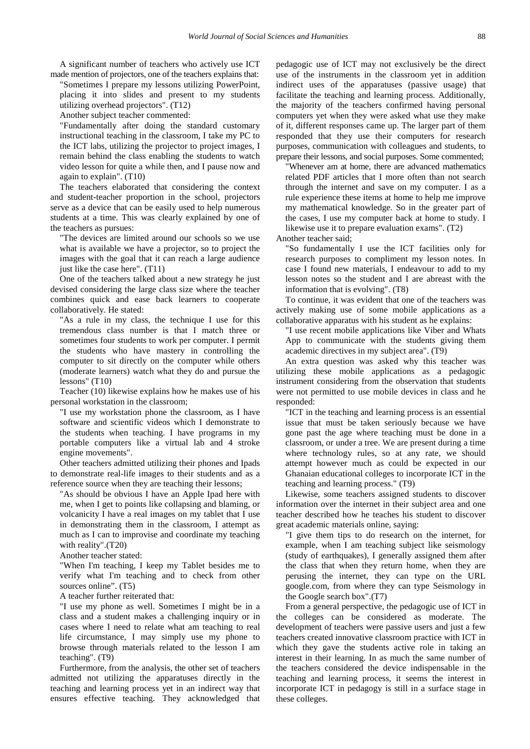A significant number of teachers who actively use ICT made mention of projectors, one of the teachers explains that:

"Sometimes I prepare my lessons utilizing PowerPoint, placing it into slides and present to my students utilizing overhead projectors". (T12)

Another subject teacher commented:

"Fundamentally after doing the standard customary instructional teaching in the classroom, I take my PC to the ICT labs, utilizing the projector to project images, I remain behind the class enabling the students to watch video lesson for quite a while then, and I pause now and again to explain". (T10)

The teachers elaborated that considering the context and student-teacher proportion in the school, projectors serve as a device that can be easily used to help numerous students at a time. This was clearly explained by one of the teachers as pursues:

"The devices are limited around our schools so we use what is available we have a projector, so to project the images with the goal that it can reach a large audience just like the case here". (T11)

One of the teachers talked about a new strategy he just devised considering the large class size where the teacher combines quick and ease back learners to cooperate collaboratively. He stated:

"As a rule in my class, the technique I use for this tremendous class number is that I match three or sometimes four students to work per computer. I permit the students who have mastery in controlling the computer to sit directly on the computer while others (moderate learners) watch what they do and pursue the lessons" (T10)

Teacher (10) likewise explains how he makes use of his personal workstation in the classroom;

"I use my workstation phone the classroom, as I have software and scientific videos which I demonstrate to the students when teaching. I have programs in my portable computers like a virtual lab and 4 stroke engine movements".

Other teachers admitted utilizing their phones and Ipads to demonstrate real-life images to their students and as a reference source when they are teaching their lessons;

"As should be obvious I have an Apple Ipad here with me, when I get to points like collapsing and blaming, or volcanicity I have a real images on my tablet that I use in demonstrating them in the classroom, I attempt as much as I can to improvise and coordinate my teaching with reality".(T20)

Another teacher stated:

"When I'm teaching, I keep my Tablet besides me to verify what I'm teaching and to check from other sources online". (T5)

A teacher further reiterated that:

"I use my phone as well. Sometimes I might be in a class and a student makes a challenging inquiry or in cases where I need to relate what am teaching to real life circumstance, I may simply use my phone to browse through materials related to the lesson I am teaching". (T9)

Furthermore, from the analysis, the other set of teachers admitted not utilizing the apparatuses directly in the teaching and learning process yet in an indirect way that ensures effective teaching. They acknowledged that pedagogic use of ICT may not exclusively be the direct use of the instruments in the classroom yet in addition indirect uses of the apparatuses (passive usage) that facilitate the teaching and learning process. Additionally, the majority of the teachers confirmed having personal computers yet when they were asked what use they make of it, different responses came up. The larger part of them responded that they use their computers for research purposes, communication with colleagues and students, to prepare their lessons, and social purposes. Some commented;

"Whenever am at home, there are advanced mathematics related PDF articles that I more often than not search through the internet and save on my computer. I as a rule experience these items at home to help me improve my mathematical knowledge. So in the greater part of the cases, I use my computer back at home to study. I likewise use it to prepare evaluation exams". (T2)

Another teacher said;

"So fundamentally I use the ICT facilities only for research purposes to compliment my lesson notes. In case I found new materials, I endeavour to add to my lesson notes so the student and I are abreast with the information that is evolving". (T8)

To continue, it was evident that one of the teachers was actively making use of some mobile applications as a collaborative apparatus with his student as he explains:

"I use recent mobile applications like Viber and Whats App to communicate with the students giving them academic directives in my subject area". (T9)

An extra question was asked why this teacher was utilizing these mobile applications as a pedagogic instrument considering from the observation that students were not permitted to use mobile devices in class and he responded:

"ICT in the teaching and learning process is an essential issue that must be taken seriously because we have gone past the age where teaching must be done in a classroom, or under a tree. We are present during a time where technology rules, so at any rate, we should attempt however much as could be expected in our Ghanaian educational colleges to incorporate ICT in the teaching and learning process." (T9)

Likewise, some teachers assigned students to discover information over the internet in their subject area and one teacher described how he teaches his student to discover great academic materials online, saying:

"I give them tips to do research on the internet, for example, when I am teaching subject like seismology (study of earthquakes), I generally assigned them after the class that when they return home, when they are perusing the internet, they can type on the URL google.com, from where they can type Seismology in the Google search box".(T7)

From a general perspective, the pedagogic use of ICT in the colleges can be considered as moderate. The development of teachers were passive users and just a few teachers created innovative classroom practice with ICT in which they gave the students active role in taking an interest in their learning. In as much the same number of the teachers considered the device indispensable in the teaching and learning process, it seems the interest in incorporate ICT in pedagogy is still in a surface stage in these colleges.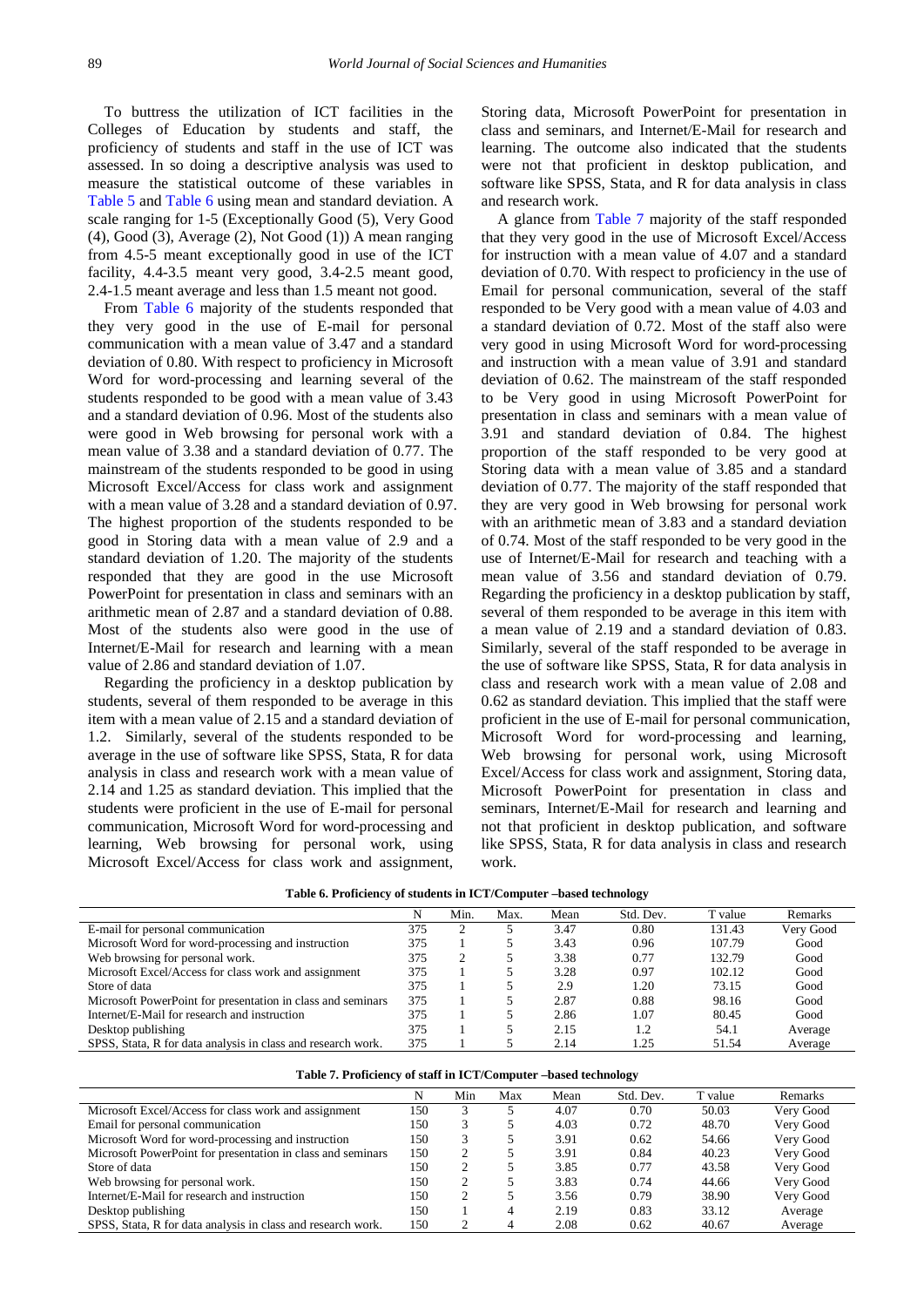To buttress the utilization of ICT facilities in the Colleges of Education by students and staff, the proficiency of students and staff in the use of ICT was assessed. In so doing a descriptive analysis was used to measure the statistical outcome of these variables in Table 5 and Table 6 using mean and standard deviation. A scale ranging for 1-5 (Exceptionally Good (5), Very Good (4), Good (3), Average (2), Not Good (1)) A mean ranging from 4.5-5 meant exceptionally good in use of the ICT facility, 4.4-3.5 meant very good, 3.4-2.5 meant good, 2.4-1.5 meant average and less than 1.5 meant not good.

From Table 6 majority of the students responded that they very good in the use of E-mail for personal communication with a mean value of 3.47 and a standard deviation of 0.80. With respect to proficiency in Microsoft Word for word-processing and learning several of the students responded to be good with a mean value of 3.43 and a standard deviation of 0.96. Most of the students also were good in Web browsing for personal work with a mean value of 3.38 and a standard deviation of 0.77. The mainstream of the students responded to be good in using Microsoft Excel/Access for class work and assignment with a mean value of 3.28 and a standard deviation of 0.97. The highest proportion of the students responded to be good in Storing data with a mean value of 2.9 and a standard deviation of 1.20. The majority of the students responded that they are good in the use Microsoft PowerPoint for presentation in class and seminars with an arithmetic mean of 2.87 and a standard deviation of 0.88. Most of the students also were good in the use of Internet/E-Mail for research and learning with a mean value of 2.86 and standard deviation of 1.07.

Regarding the proficiency in a desktop publication by students, several of them responded to be average in this item with a mean value of 2.15 and a standard deviation of 1.2. Similarly, several of the students responded to be average in the use of software like SPSS, Stata, R for data analysis in class and research work with a mean value of 2.14 and 1.25 as standard deviation. This implied that the students were proficient in the use of E-mail for personal communication, Microsoft Word for word-processing and learning, Web browsing for personal work, using Microsoft Excel/Access for class work and assignment, Storing data, Microsoft PowerPoint for presentation in class and seminars, and Internet/E-Mail for research and learning. The outcome also indicated that the students were not that proficient in desktop publication, and software like SPSS, Stata, and R for data analysis in class and research work.

A glance from Table 7 majority of the staff responded that they very good in the use of Microsoft Excel/Access for instruction with a mean value of 4.07 and a standard deviation of 0.70. With respect to proficiency in the use of Email for personal communication, several of the staff responded to be Very good with a mean value of 4.03 and a standard deviation of 0.72. Most of the staff also were very good in using Microsoft Word for word-processing and instruction with a mean value of 3.91 and standard deviation of 0.62. The mainstream of the staff responded to be Very good in using Microsoft PowerPoint for presentation in class and seminars with a mean value of 3.91 and standard deviation of 0.84. The highest proportion of the staff responded to be very good at Storing data with a mean value of 3.85 and a standard deviation of 0.77. The majority of the staff responded that they are very good in Web browsing for personal work with an arithmetic mean of 3.83 and a standard deviation of 0.74. Most of the staff responded to be very good in the use of Internet/E-Mail for research and teaching with a mean value of 3.56 and standard deviation of 0.79. Regarding the proficiency in a desktop publication by staff, several of them responded to be average in this item with a mean value of 2.19 and a standard deviation of 0.83. Similarly, several of the staff responded to be average in the use of software like SPSS, Stata, R for data analysis in class and research work with a mean value of 2.08 and 0.62 as standard deviation. This implied that the staff were proficient in the use of E-mail for personal communication, Microsoft Word for word-processing and learning, Web browsing for personal work, using Microsoft Excel/Access for class work and assignment, Storing data, Microsoft PowerPoint for presentation in class and seminars, Internet/E-Mail for research and learning and not that proficient in desktop publication, and software like SPSS, Stata, R for data analysis in class and research work.

**Table 6. Proficiency of students in ICT/Computer –based technology**

| | N | Min. | Max. | Mean | Std. Dev. | T value | Remarks |
|---|---|---|---|---|---|---|---|
| E-mail for personal communication | 375 | 2 | 5 | 3.47 | 0.80 | 131.43 | Very Good |
| Microsoft Word for word-processing and instruction | 375 | 1 | 5 | 3.43 | 0.96 | 107.79 | Good |
| Web browsing for personal work. | 375 | 2 | 5 | 3.38 | 0.77 | 132.79 | Good |
| Microsoft Excel/Access for class work and assignment | 375 | 1 | 5 | 3.28 | 0.97 | 102.12 | Good |
| Store of data | 375 | 1 | 5 | 2.9 | 1.20 | 73.15 | Good |
| Microsoft PowerPoint for presentation in class and seminars | 375 | 1 | 5 | 2.87 | 0.88 | 98.16 | Good |
| Internet/E-Mail for research and instruction | 375 | 1 | 5 | 2.86 | 1.07 | 80.45 | Good |
| Desktop publishing | 375 | 1 | 5 | 2.15 | 1.2 | 54.1 | Average |
| SPSS, Stata, R for data analysis in class and research work. | 375 | 1 | 5 | 2.14 | 1.25 | 51.54 | Average |

**Table 7. Proficiency of staff in ICT/Computer –based technology**

| | N | Min | Max | Mean | Std. Dev. | T value | Remarks |
|---|---|---|---|---|---|---|---|
| Microsoft Excel/Access for class work and assignment | 150 | 3 | 5 | 4.07 | 0.70 | 50.03 | Very Good |
| Email for personal communication | 150 | 3 | 5 | 4.03 | 0.72 | 48.70 | Very Good |
| Microsoft Word for word-processing and instruction | 150 | 3 | 5 | 3.91 | 0.62 | 54.66 | Very Good |
| Microsoft PowerPoint for presentation in class and seminars | 150 | 2 | 5 | 3.91 | 0.84 | 40.23 | Very Good |
| Store of data | 150 | 2 | 5 | 3.85 | 0.77 | 43.58 | Very Good |
| Web browsing for personal work. | 150 | 2 | 5 | 3.83 | 0.74 | 44.66 | Very Good |
| Internet/E-Mail for research and instruction | 150 | 2 | 5 | 3.56 | 0.79 | 38.90 | Very Good |
| Desktop publishing | 150 | 1 | 4 | 2.19 | 0.83 | 33.12 | Average |
| SPSS, Stata, R for data analysis in class and research work. | 150 | 2 | 4 | 2.08 | 0.62 | 40.67 | Average |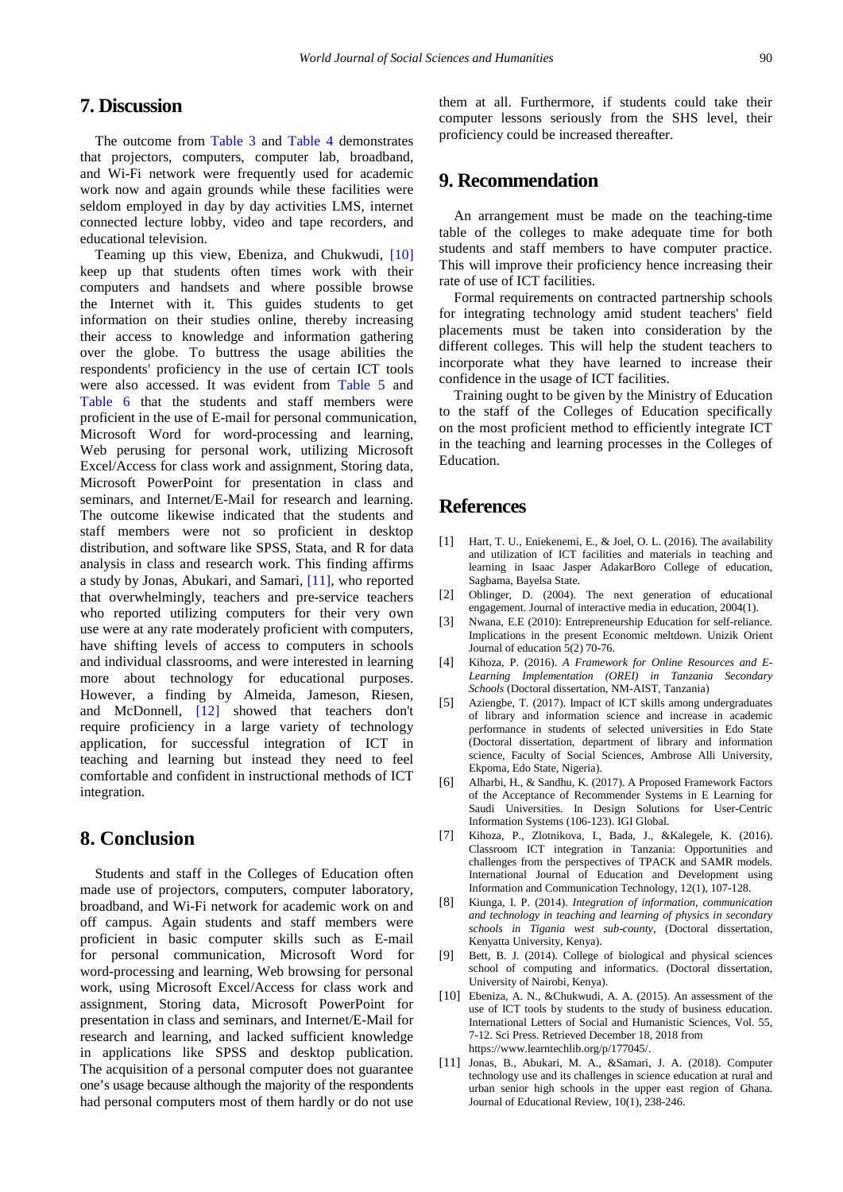## 7. Discussion

The outcome from Table 3 and Table 4 demonstrates that projectors, computers, computer lab, broadband, and Wi-Fi network were frequently used for academic work now and again grounds while these facilities were seldom employed in day by day activities LMS, internet connected lecture lobby, video and tape recorders, and educational television.

Teaming up this view, Ebeniza, and Chukwudi, [10] keep up that students often times work with their computers and handsets and where possible browse the Internet with it. This guides students to get information on their studies online, thereby increasing their access to knowledge and information gathering over the globe. To buttress the usage abilities the respondents' proficiency in the use of certain ICT tools were also accessed. It was evident from Table 5 and Table 6 that the students and staff members were proficient in the use of E-mail for personal communication, Microsoft Word for word-processing and learning, Web perusing for personal work, utilizing Microsoft Excel/Access for class work and assignment, Storing data, Microsoft PowerPoint for presentation in class and seminars, and Internet/E-Mail for research and learning. The outcome likewise indicated that the students and staff members were not so proficient in desktop distribution, and software like SPSS, Stata, and R for data analysis in class and research work. This finding affirms a study by Jonas, Abukari, and Samari, [11], who reported that overwhelmingly, teachers and pre-service teachers who reported utilizing computers for their very own use were at any rate moderately proficient with computers, have shifting levels of access to computers in schools and individual classrooms, and were interested in learning more about technology for educational purposes. However, a finding by Almeida, Jameson, Riesen, and McDonnell, [12] showed that teachers don't require proficiency in a large variety of technology application, for successful integration of ICT in teaching and learning but instead they need to feel comfortable and confident in instructional methods of ICT integration.

## 8. Conclusion

Students and staff in the Colleges of Education often made use of projectors, computers, computer laboratory, broadband, and Wi-Fi network for academic work on and off campus. Again students and staff members were proficient in basic computer skills such as E-mail for personal communication, Microsoft Word for word-processing and learning, Web browsing for personal work, using Microsoft Excel/Access for class work and assignment, Storing data, Microsoft PowerPoint for presentation in class and seminars, and Internet/E-Mail for research and learning, and lacked sufficient knowledge in applications like SPSS and desktop publication. The acquisition of a personal computer does not guarantee one's usage because although the majority of the respondents had personal computers most of them hardly or do not use them at all. Furthermore, if students could take their computer lessons seriously from the SHS level, their proficiency could be increased thereafter.

## 9. Recommendation

An arrangement must be made on the teaching-time table of the colleges to make adequate time for both students and staff members to have computer practice. This will improve their proficiency hence increasing their rate of use of ICT facilities.

Formal requirements on contracted partnership schools for integrating technology amid student teachers' field placements must be taken into consideration by the different colleges. This will help the student teachers to incorporate what they have learned to increase their confidence in the usage of ICT facilities.

Training ought to be given by the Ministry of Education to the staff of the Colleges of Education specifically on the most proficient method to efficiently integrate ICT in the teaching and learning processes in the Colleges of Education.

## References

[1] Hart, T. U., Eniekenemi, E., & Joel, O. L. (2016). The availability and utilization of ICT facilities and materials in teaching and learning in Isaac Jasper AdakarBoro College of education, Sagbama, Bayelsa State.

[2] Oblinger, D. (2004). The next generation of educational engagement. Journal of interactive media in education, 2004(1).

[3] Nwana, E.E (2010): Entrepreneurship Education for self-reliance. Implications in the present Economic meltdown. Unizik Orient Journal of education 5(2) 70-76.

[4] Kihoza, P. (2016). *A Framework for Online Resources and E-Learning Implementation (OREI) in Tanzania Secondary Schools* (Doctoral dissertation, NM-AIST, Tanzania)

[5] Aziengbe, T. (2017). Impact of ICT skills among undergraduates of library and information science and increase in academic performance in students of selected universities in Edo State (Doctoral dissertation, department of library and information science, Faculty of Social Sciences, Ambrose Alli University, Ekpoma, Edo State, Nigeria).

[6] Alharbi, H., & Sandhu, K. (2017). A Proposed Framework Factors of the Acceptance of Recommender Systems in E Learning for Saudi Universities. In Design Solutions for User-Centric Information Systems (106-123). IGI Global.

[7] Kihoza, P., Zlotnikova, I., Bada, J., &Kalegele, K. (2016). Classroom ICT integration in Tanzania: Opportunities and challenges from the perspectives of TPACK and SAMR models. International Journal of Education and Development using Information and Communication Technology, 12(1), 107-128.

[8] Kiunga, I. P. (2014). *Integration of information, communication and technology in teaching and learning of physics in secondary schools in Tigania west sub-county*, (Doctoral dissertation, Kenyatta University, Kenya).

[9] Bett, B. J. (2014). College of biological and physical sciences school of computing and informatics. (Doctoral dissertation, University of Nairobi, Kenya).

[10] Ebeniza, A. N., &Chukwudi, A. A. (2015). An assessment of the use of ICT tools by students to the study of business education. International Letters of Social and Humanistic Sciences, Vol. 55, 7-12. Sci Press. Retrieved December 18, 2018 from https://www.learntechlib.org/p/177045/.

[11] Jonas, B., Abukari, M. A., &Samari, J. A. (2018). Computer technology use and its challenges in science education at rural and urban senior high schools in the upper east region of Ghana. Journal of Educational Review, 10(1), 238-246.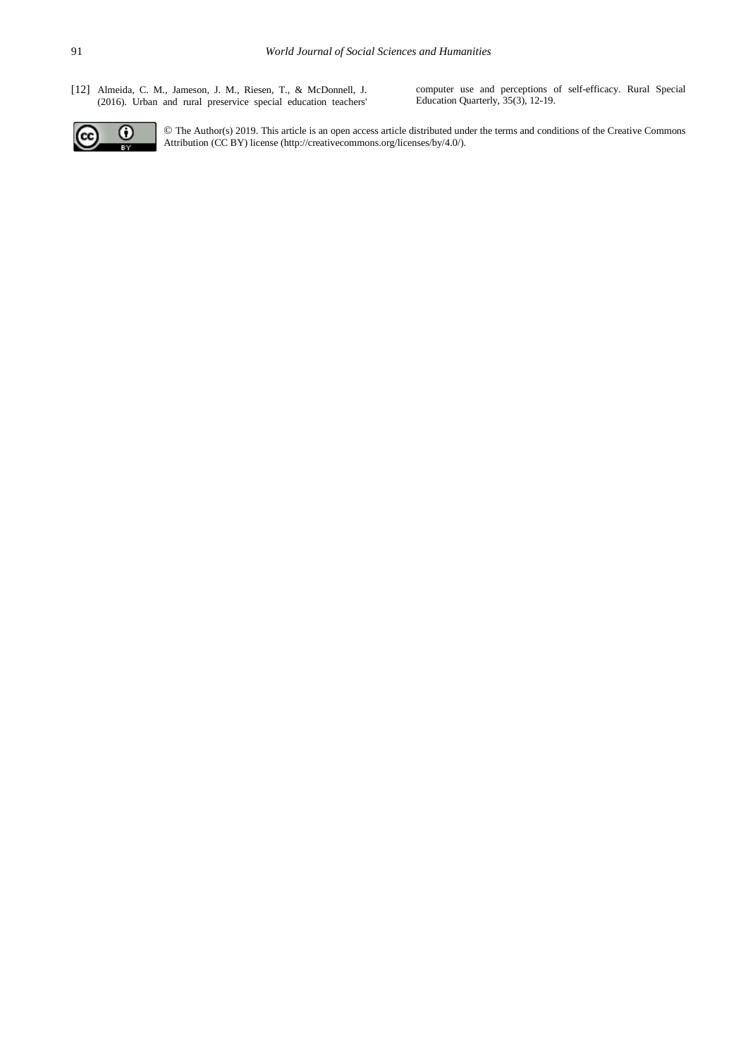[12] Almeida, C. M., Jameson, J. M., Riesen, T., & McDonnell, J. (2016). Urban and rural preservice special education teachers' computer use and perceptions of self-efficacy. Rural Special Education Quarterly, 35(3), 12-19.

© The Author(s) 2019. This article is an open access article distributed under the terms and conditions of the Creative Commons Attribution (CC BY) license (http://creativecommons.org/licenses/by/4.0/).